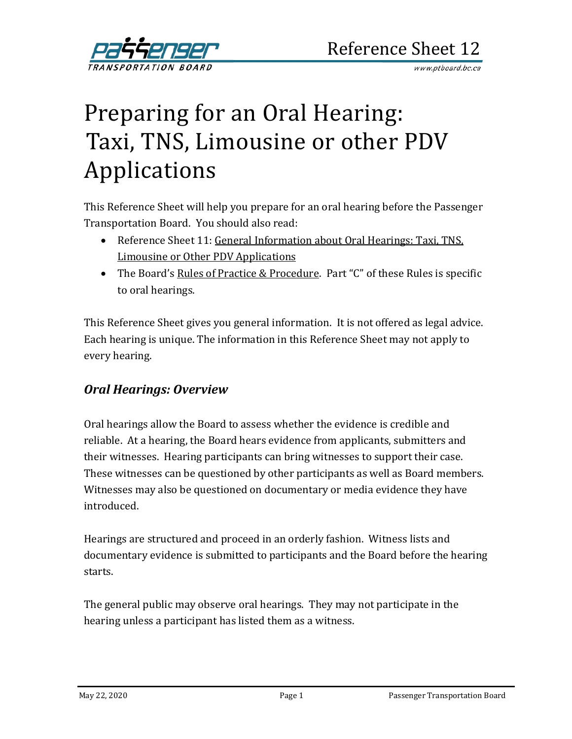# Reference Sheet 12

# Preparing for an Oral Hearing: Taxi, TNS, Limousine or other PDV Applications

This Reference Sheet will help you prepare for an oral hearing before the Passenger Transportation Board. You should also read:

- Reference Sheet 11: General Information about Oral Hearings: Taxi, TNS, Limousine or Other PDV Applications
- The Board's Rules of Practice & Procedure. Part "C" of these Rules is specific to oral hearings.

This Reference Sheet gives you general information. It is not offered as legal advice. Each hearing is unique. The information in this Reference Sheet may not apply to every hearing.

## *Oral Hearings: Overview*

Oral hearings allow the Board to assess whether the evidence is credible and reliable. At a hearing, the Board hears evidence from applicants, submitters and their witnesses. Hearing participants can bring witnesses to support their case. These witnesses can be questioned by other participants as well as Board members. Witnesses may also be questioned on documentary or media evidence they have introduced.

Hearings are structured and proceed in an orderly fashion. Witness lists and documentary evidence is submitted to participants and the Board before the hearing starts.

The general public may observe oral hearings. They may not participate in the hearing unless a participant has listed them as a witness.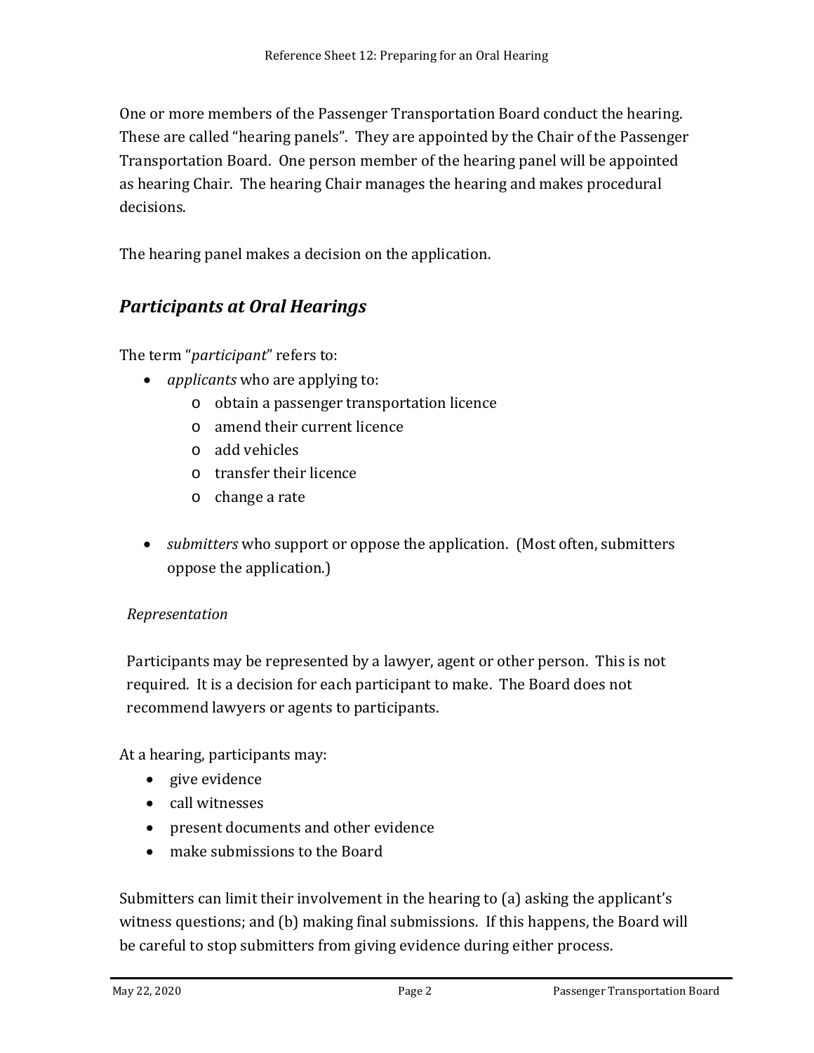One or more members of the Passenger Transportation Board conduct the hearing. These are called "hearing panels". They are appointed by the Chair of the Passenger Transportation Board. One person member of the hearing panel will be appointed as hearing Chair. The hearing Chair manages the hearing and makes procedural decisions.

The hearing panel makes a decision on the application.

## *Participants at Oral Hearings*

The term "*participant*" refers to:

- *applicants* who are applying to:
  - obtain a passenger transportation licence
  - amend their current licence
  - add vehicles
  - transfer their licence
  - change a rate

- *submitters* who support or oppose the application. (Most often, submitters oppose the application.)

*Representation*

Participants may be represented by a lawyer, agent or other person. This is not required. It is a decision for each participant to make. The Board does not recommend lawyers or agents to participants.

At a hearing, participants may:

- give evidence
- call witnesses
- present documents and other evidence
- make submissions to the Board

Submitters can limit their involvement in the hearing to (a) asking the applicant's witness questions; and (b) making final submissions. If this happens, the Board will be careful to stop submitters from giving evidence during either process.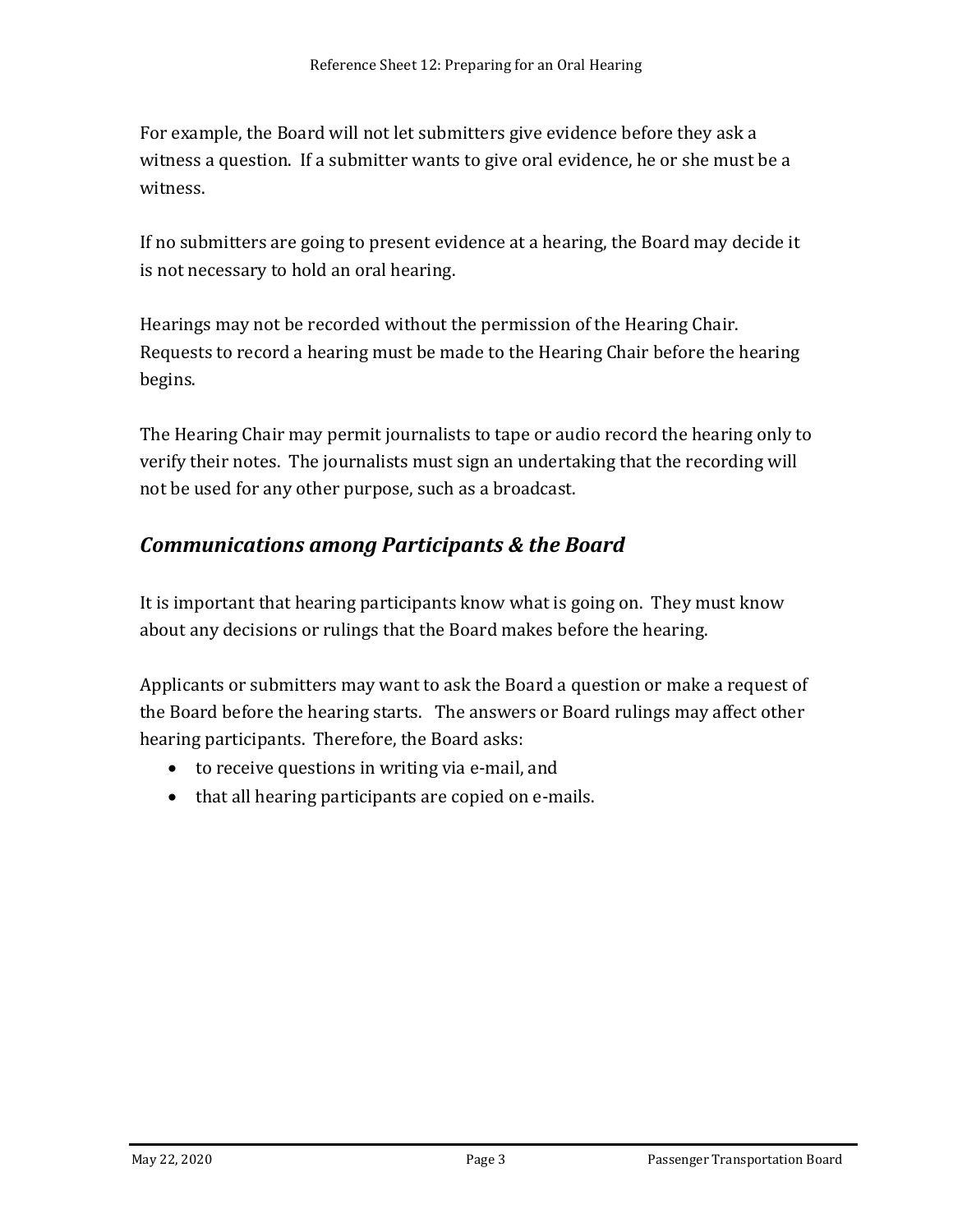For example, the Board will not let submitters give evidence before they ask a witness a question. If a submitter wants to give oral evidence, he or she must be a witness.

If no submitters are going to present evidence at a hearing, the Board may decide it is not necessary to hold an oral hearing.

Hearings may not be recorded without the permission of the Hearing Chair. Requests to record a hearing must be made to the Hearing Chair before the hearing begins.

The Hearing Chair may permit journalists to tape or audio record the hearing only to verify their notes. The journalists must sign an undertaking that the recording will not be used for any other purpose, such as a broadcast.

## *Communications among Participants & the Board*

It is important that hearing participants know what is going on. They must know about any decisions or rulings that the Board makes before the hearing.

Applicants or submitters may want to ask the Board a question or make a request of the Board before the hearing starts. The answers or Board rulings may affect other hearing participants. Therefore, the Board asks:

- to receive questions in writing via e-mail, and
- that all hearing participants are copied on e-mails.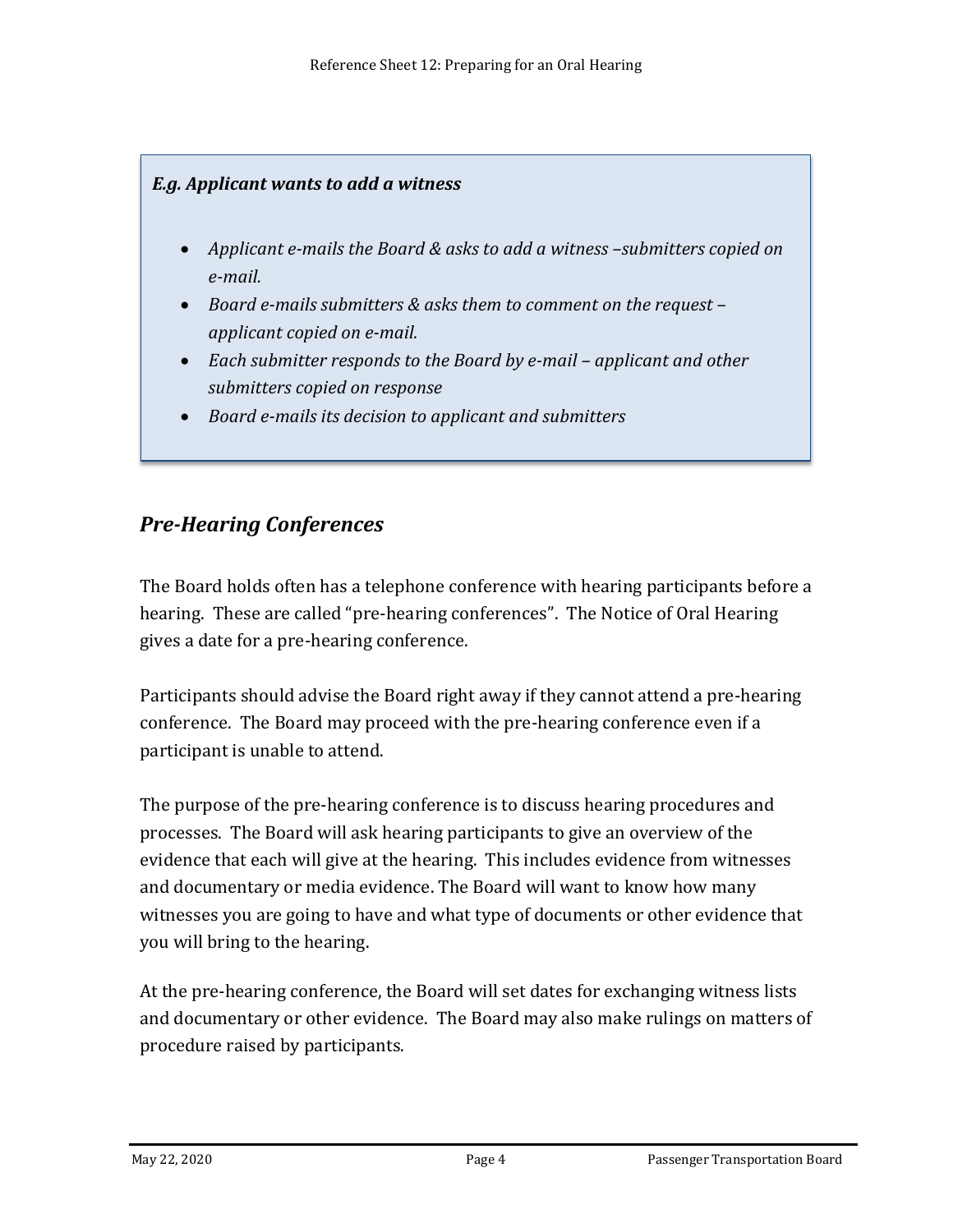*E.g. Applicant wants to add a witness*

- *Applicant e-mails the Board & asks to add a witness –submitters copied on e-mail.*
- *Board e-mails submitters & asks them to comment on the request – applicant copied on e-mail.*
- *Each submitter responds to the Board by e-mail – applicant and other submitters copied on response*
- *Board e-mails its decision to applicant and submitters*

## *Pre-Hearing Conferences*

The Board holds often has a telephone conference with hearing participants before a hearing. These are called "pre-hearing conferences". The Notice of Oral Hearing gives a date for a pre-hearing conference.

Participants should advise the Board right away if they cannot attend a pre-hearing conference. The Board may proceed with the pre-hearing conference even if a participant is unable to attend.

The purpose of the pre-hearing conference is to discuss hearing procedures and processes. The Board will ask hearing participants to give an overview of the evidence that each will give at the hearing. This includes evidence from witnesses and documentary or media evidence. The Board will want to know how many witnesses you are going to have and what type of documents or other evidence that you will bring to the hearing.

At the pre-hearing conference, the Board will set dates for exchanging witness lists and documentary or other evidence. The Board may also make rulings on matters of procedure raised by participants.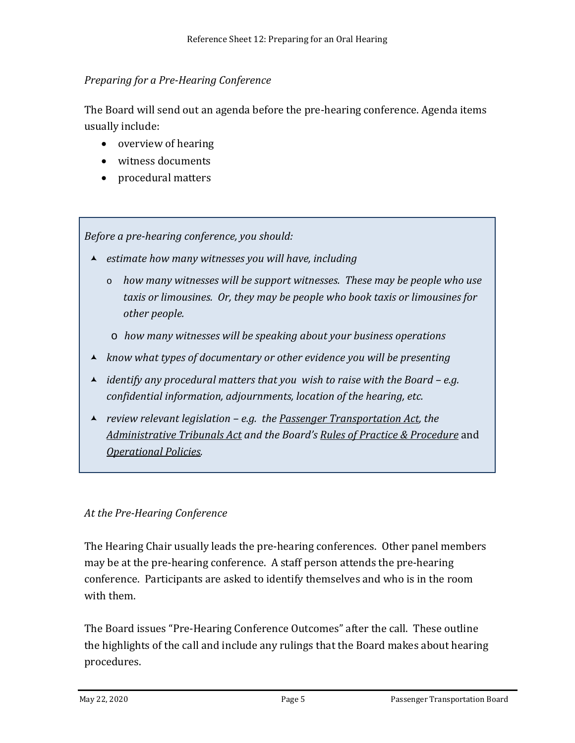*Preparing for a Pre-Hearing Conference*

The Board will send out an agenda before the pre-hearing conference. Agenda items usually include:

- overview of hearing
- witness documents
- procedural matters

*Before a pre-hearing conference, you should:*

- *estimate how many witnesses you will have, including*
  - *how many witnesses will be support witnesses. These may be people who use taxis or limousines. Or, they may be people who book taxis or limousines for other people.*
  - *how many witnesses will be speaking about your business operations*
- *know what types of documentary or other evidence you will be presenting*
- *identify any procedural matters that you wish to raise with the Board – e.g. confidential information, adjournments, location of the hearing, etc.*
- *review relevant legislation – e.g. the Passenger Transportation Act, the Administrative Tribunals Act and the Board's Rules of Practice & Procedure* and *Operational Policies.*

*At the Pre-Hearing Conference*

The Hearing Chair usually leads the pre-hearing conferences. Other panel members may be at the pre-hearing conference. A staff person attends the pre-hearing conference. Participants are asked to identify themselves and who is in the room with them.

The Board issues "Pre-Hearing Conference Outcomes" after the call. These outline the highlights of the call and include any rulings that the Board makes about hearing procedures.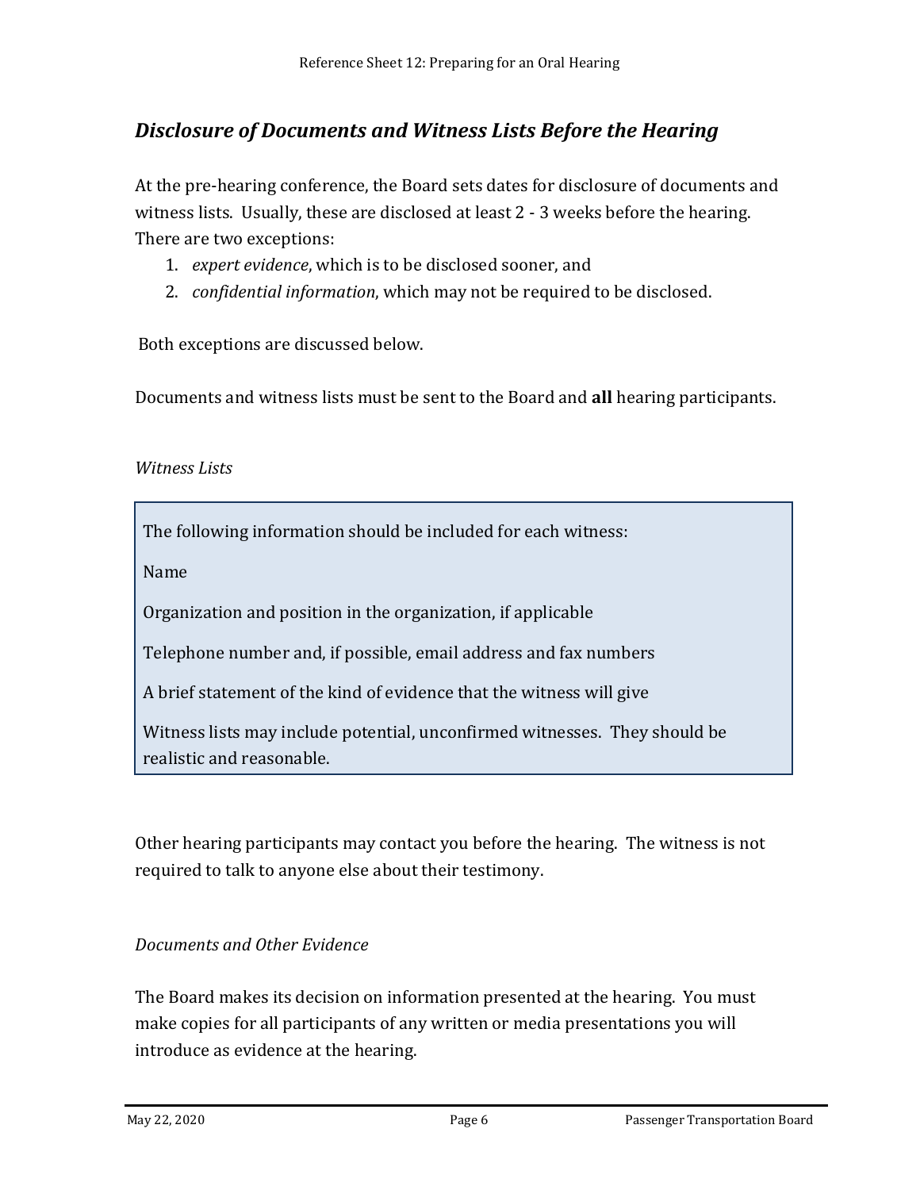## *Disclosure of Documents and Witness Lists Before the Hearing*

At the pre-hearing conference, the Board sets dates for disclosure of documents and witness lists. Usually, these are disclosed at least 2 - 3 weeks before the hearing. There are two exceptions:

1. *expert evidence*, which is to be disclosed sooner, and
2. *confidential information*, which may not be required to be disclosed.

Both exceptions are discussed below.

Documents and witness lists must be sent to the Board and **all** hearing participants.

*Witness Lists*

> The following information should be included for each witness:
>
> Name
>
> Organization and position in the organization, if applicable
>
> Telephone number and, if possible, email address and fax numbers
>
> A brief statement of the kind of evidence that the witness will give
>
> Witness lists may include potential, unconfirmed witnesses. They should be realistic and reasonable.

Other hearing participants may contact you before the hearing. The witness is not required to talk to anyone else about their testimony.

*Documents and Other Evidence*

The Board makes its decision on information presented at the hearing. You must make copies for all participants of any written or media presentations you will introduce as evidence at the hearing.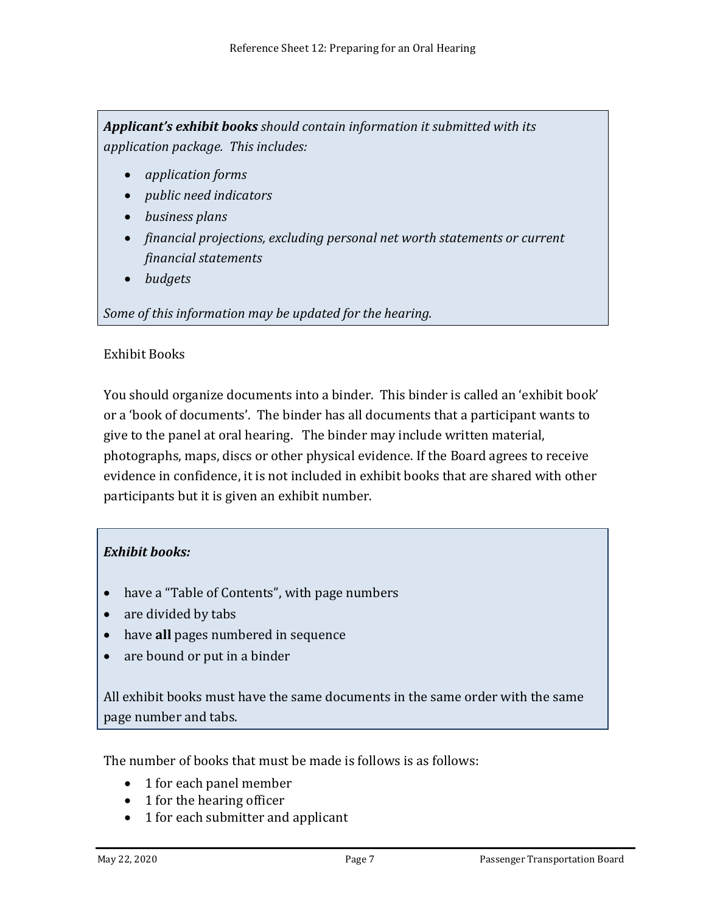***Applicant's exhibit books** should contain information it submitted with its application package. This includes:*

- *application forms*
- *public need indicators*
- *business plans*
- *financial projections, excluding personal net worth statements or current financial statements*
- *budgets*

*Some of this information may be updated for the hearing.*

Exhibit Books

You should organize documents into a binder. This binder is called an 'exhibit book' or a 'book of documents'. The binder has all documents that a participant wants to give to the panel at oral hearing. The binder may include written material, photographs, maps, discs or other physical evidence. If the Board agrees to receive evidence in confidence, it is not included in exhibit books that are shared with other participants but it is given an exhibit number.

***Exhibit books:***

- have a "Table of Contents", with page numbers
- are divided by tabs
- have **all** pages numbered in sequence
- are bound or put in a binder

All exhibit books must have the same documents in the same order with the same page number and tabs.

The number of books that must be made is follows is as follows:

- 1 for each panel member
- 1 for the hearing officer
- 1 for each submitter and applicant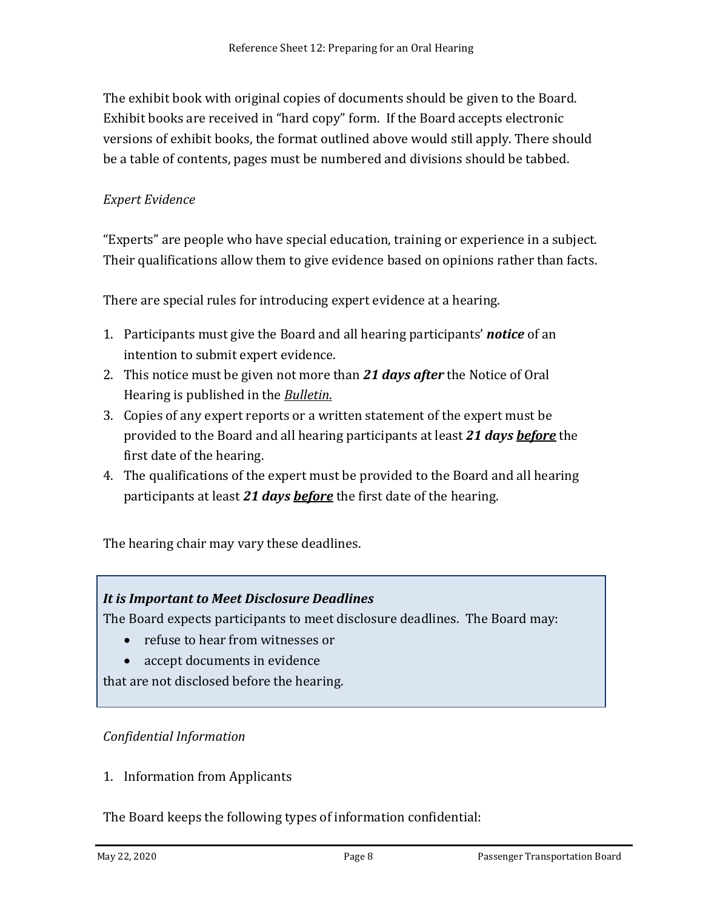The exhibit book with original copies of documents should be given to the Board. Exhibit books are received in "hard copy" form. If the Board accepts electronic versions of exhibit books, the format outlined above would still apply. There should be a table of contents, pages must be numbered and divisions should be tabbed.

*Expert Evidence*

"Experts" are people who have special education, training or experience in a subject. Their qualifications allow them to give evidence based on opinions rather than facts.

There are special rules for introducing expert evidence at a hearing.

1. Participants must give the Board and all hearing participants' ***notice*** of an intention to submit expert evidence.
2. This notice must be given not more than ***21 days after*** the Notice of Oral Hearing is published in the <u>*Bulletin*</u>.
3. Copies of any expert reports or a written statement of the expert must be provided to the Board and all hearing participants at least ***21 days <u>before</u>*** the first date of the hearing.
4. The qualifications of the expert must be provided to the Board and all hearing participants at least ***21 days <u>before</u>*** the first date of the hearing.

The hearing chair may vary these deadlines.

> ***It is Important to Meet Disclosure Deadlines***
> The Board expects participants to meet disclosure deadlines. The Board may:
> - refuse to hear from witnesses or
> - accept documents in evidence
>
> that are not disclosed before the hearing.

*Confidential Information*

1. Information from Applicants

The Board keeps the following types of information confidential: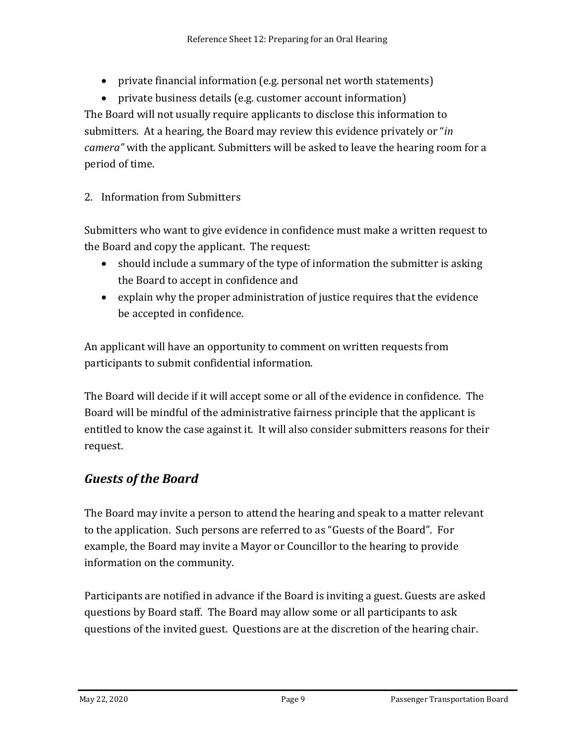- private financial information (e.g. personal net worth statements)
- private business details (e.g. customer account information)

The Board will not usually require applicants to disclose this information to submitters. At a hearing, the Board may review this evidence privately or "*in camera"* with the applicant. Submitters will be asked to leave the hearing room for a period of time.

2. Information from Submitters

Submitters who want to give evidence in confidence must make a written request to the Board and copy the applicant. The request:

- should include a summary of the type of information the submitter is asking the Board to accept in confidence and
- explain why the proper administration of justice requires that the evidence be accepted in confidence.

An applicant will have an opportunity to comment on written requests from participants to submit confidential information.

The Board will decide if it will accept some or all of the evidence in confidence. The Board will be mindful of the administrative fairness principle that the applicant is entitled to know the case against it. It will also consider submitters reasons for their request.

## *Guests of the Board*

The Board may invite a person to attend the hearing and speak to a matter relevant to the application. Such persons are referred to as "Guests of the Board". For example, the Board may invite a Mayor or Councillor to the hearing to provide information on the community.

Participants are notified in advance if the Board is inviting a guest. Guests are asked questions by Board staff. The Board may allow some or all participants to ask questions of the invited guest. Questions are at the discretion of the hearing chair.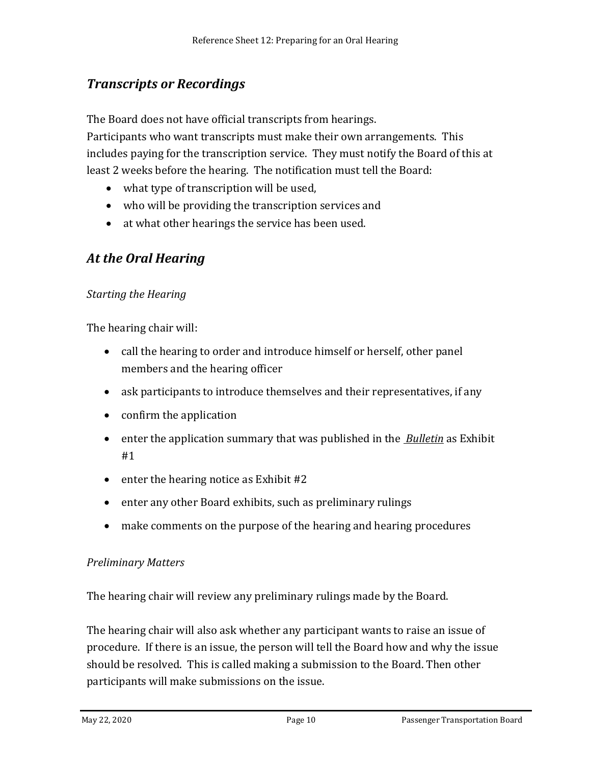## *Transcripts or Recordings*

The Board does not have official transcripts from hearings.
Participants who want transcripts must make their own arrangements. This includes paying for the transcription service. They must notify the Board of this at least 2 weeks before the hearing. The notification must tell the Board:

- what type of transcription will be used,
- who will be providing the transcription services and
- at what other hearings the service has been used.

## *At the Oral Hearing*

### *Starting the Hearing*

The hearing chair will:

- call the hearing to order and introduce himself or herself, other panel members and the hearing officer
- ask participants to introduce themselves and their representatives, if any
- confirm the application
- enter the application summary that was published in the *Bulletin* as Exhibit #1
- enter the hearing notice as Exhibit #2
- enter any other Board exhibits, such as preliminary rulings
- make comments on the purpose of the hearing and hearing procedures

### *Preliminary Matters*

The hearing chair will review any preliminary rulings made by the Board.

The hearing chair will also ask whether any participant wants to raise an issue of procedure. If there is an issue, the person will tell the Board how and why the issue should be resolved. This is called making a submission to the Board. Then other participants will make submissions on the issue.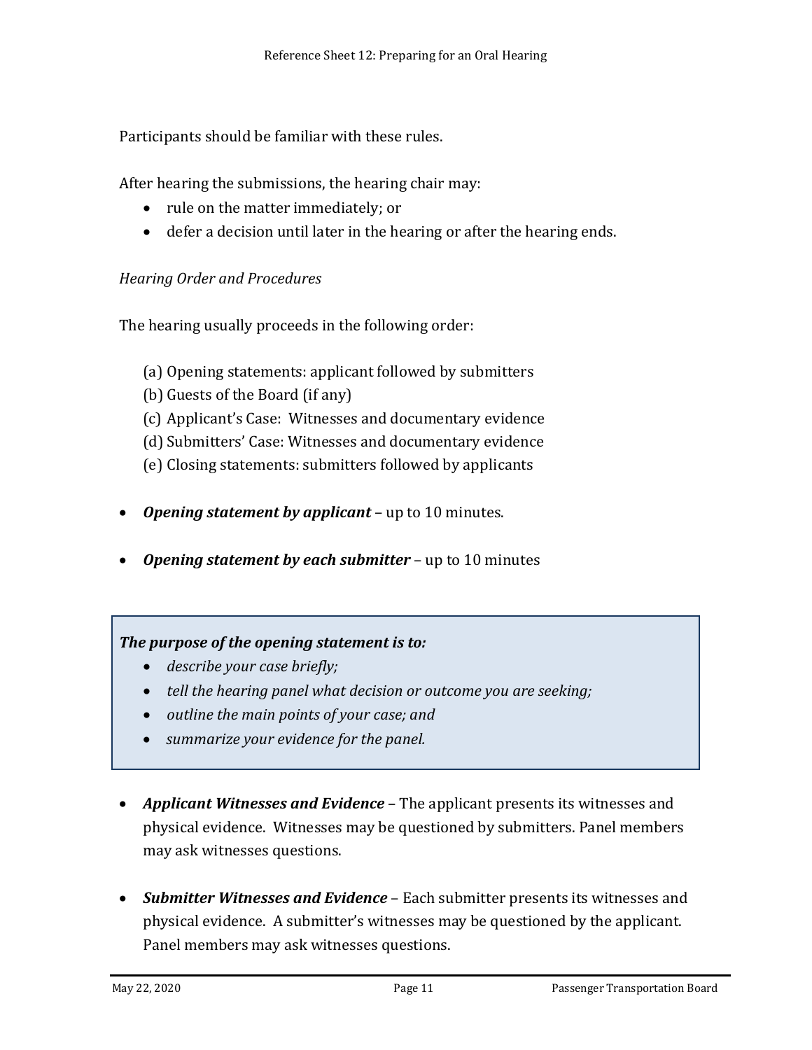Participants should be familiar with these rules.

After hearing the submissions, the hearing chair may:

- rule on the matter immediately; or
- defer a decision until later in the hearing or after the hearing ends.

*Hearing Order and Procedures*

The hearing usually proceeds in the following order:

(a) Opening statements: applicant followed by submitters
(b) Guests of the Board (if any)
(c) Applicant's Case: Witnesses and documentary evidence
(d) Submitters' Case: Witnesses and documentary evidence
(e) Closing statements: submitters followed by applicants

- ***Opening statement by applicant*** – up to 10 minutes.

- ***Opening statement by each submitter*** – up to 10 minutes

> ***The purpose of the opening statement is to:***
> - *describe your case briefly;*
> - *tell the hearing panel what decision or outcome you are seeking;*
> - *outline the main points of your case; and*
> - *summarize your evidence for the panel.*

- ***Applicant Witnesses and Evidence*** – The applicant presents its witnesses and physical evidence. Witnesses may be questioned by submitters. Panel members may ask witnesses questions.

- ***Submitter Witnesses and Evidence*** – Each submitter presents its witnesses and physical evidence. A submitter's witnesses may be questioned by the applicant. Panel members may ask witnesses questions.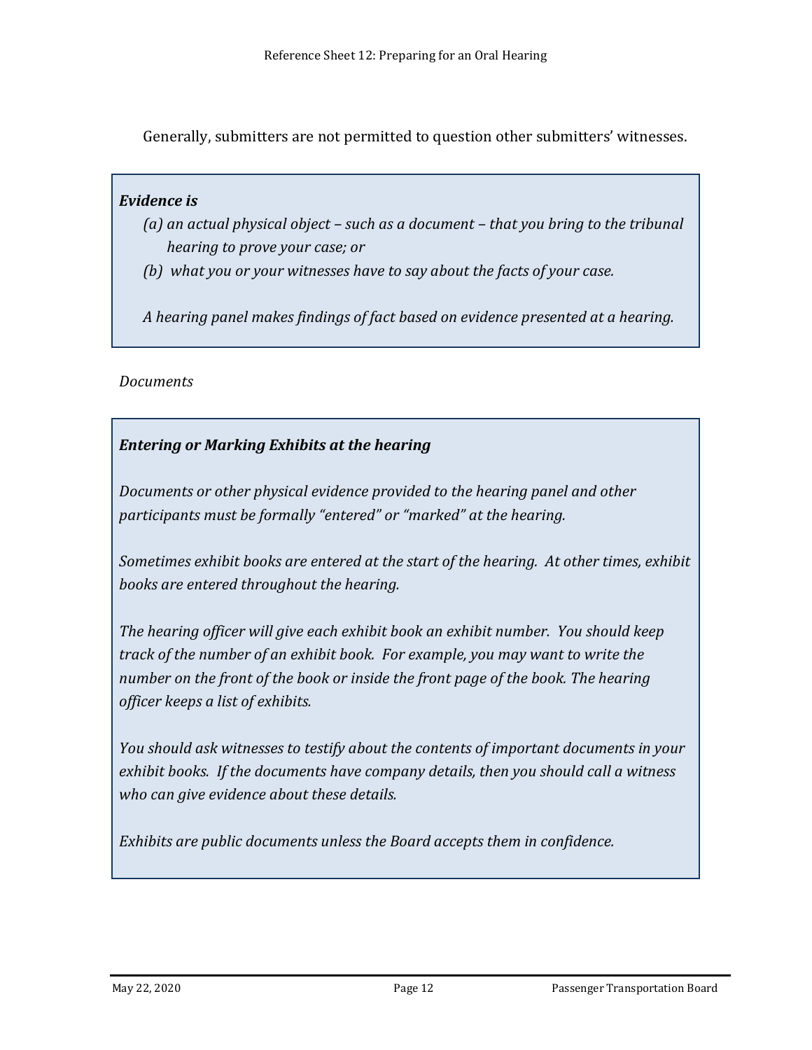Generally, submitters are not permitted to question other submitters' witnesses.

***Evidence is***

*(a) an actual physical object – such as a document – that you bring to the tribunal hearing to prove your case; or*

*(b) what you or your witnesses have to say about the facts of your case.*

*A hearing panel makes findings of fact based on evidence presented at a hearing.*

*Documents*

***Entering or Marking Exhibits at the hearing***

*Documents or other physical evidence provided to the hearing panel and other participants must be formally "entered" or "marked" at the hearing.*

*Sometimes exhibit books are entered at the start of the hearing. At other times, exhibit books are entered throughout the hearing.*

*The hearing officer will give each exhibit book an exhibit number. You should keep track of the number of an exhibit book. For example, you may want to write the number on the front of the book or inside the front page of the book. The hearing officer keeps a list of exhibits.*

*You should ask witnesses to testify about the contents of important documents in your exhibit books. If the documents have company details, then you should call a witness who can give evidence about these details.*

*Exhibits are public documents unless the Board accepts them in confidence.*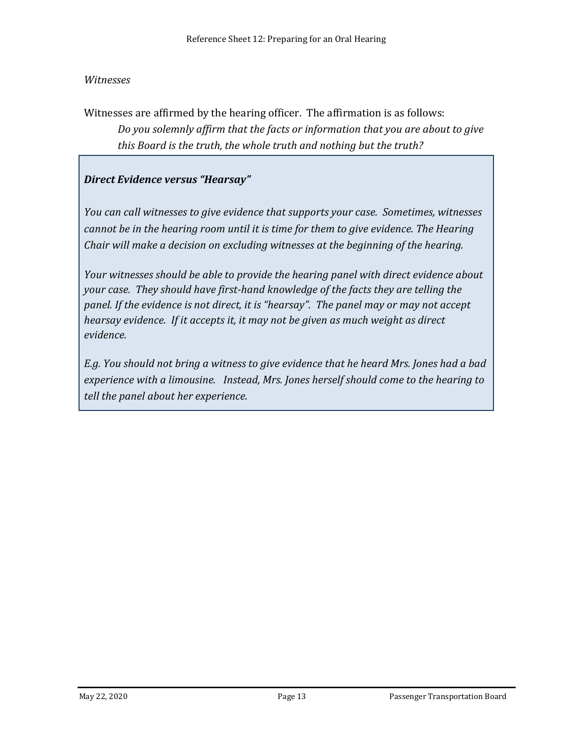*Witnesses*

Witnesses are affirmed by the hearing officer. The affirmation is as follows:

> *Do you solemnly affirm that the facts or information that you are about to give this Board is the truth, the whole truth and nothing but the truth?*

***Direct Evidence versus "Hearsay"***

*You can call witnesses to give evidence that supports your case. Sometimes, witnesses cannot be in the hearing room until it is time for them to give evidence. The Hearing Chair will make a decision on excluding witnesses at the beginning of the hearing.*

*Your witnesses should be able to provide the hearing panel with direct evidence about your case. They should have first-hand knowledge of the facts they are telling the panel. If the evidence is not direct, it is "hearsay". The panel may or may not accept hearsay evidence. If it accepts it, it may not be given as much weight as direct evidence.*

*E.g. You should not bring a witness to give evidence that he heard Mrs. Jones had a bad experience with a limousine. Instead, Mrs. Jones herself should come to the hearing to tell the panel about her experience.*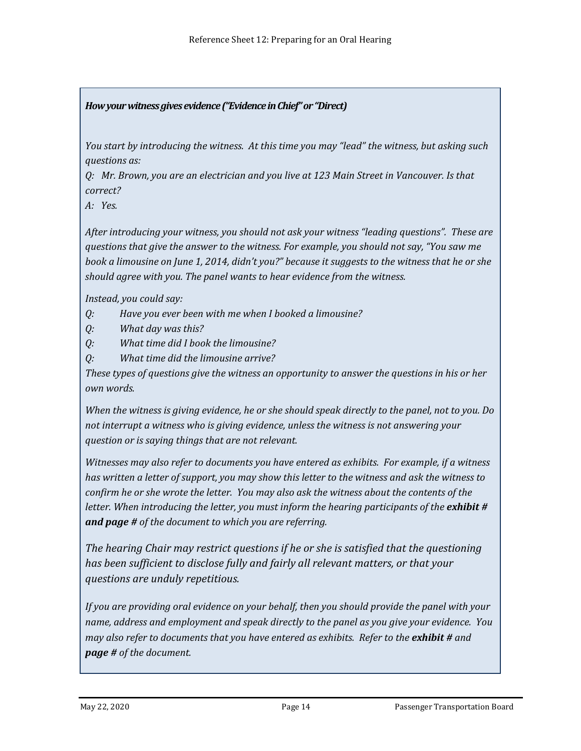***How your witness gives evidence ("Evidence in Chief" or "Direct)***

*You start by introducing the witness. At this time you may "lead" the witness, but asking such questions as:*

*Q: Mr. Brown, you are an electrician and you live at 123 Main Street in Vancouver. Is that correct?*

*A: Yes.*

*After introducing your witness, you should not ask your witness "leading questions". These are questions that give the answer to the witness. For example, you should not say, "You saw me book a limousine on June 1, 2014, didn't you?" because it suggests to the witness that he or she should agree with you. The panel wants to hear evidence from the witness.*

*Instead, you could say:*

*Q: Have you ever been with me when I booked a limousine?*

*Q: What day was this?*

*Q: What time did I book the limousine?*

*Q: What time did the limousine arrive?*

*These types of questions give the witness an opportunity to answer the questions in his or her own words.*

*When the witness is giving evidence, he or she should speak directly to the panel, not to you. Do not interrupt a witness who is giving evidence, unless the witness is not answering your question or is saying things that are not relevant.*

*Witnesses may also refer to documents you have entered as exhibits. For example, if a witness has written a letter of support, you may show this letter to the witness and ask the witness to confirm he or she wrote the letter. You may also ask the witness about the contents of the letter. When introducing the letter, you must inform the hearing participants of the* ***exhibit # and page #*** *of the document to which you are referring.*

*The hearing Chair may restrict questions if he or she is satisfied that the questioning has been sufficient to disclose fully and fairly all relevant matters, or that your questions are unduly repetitious.*

*If you are providing oral evidence on your behalf, then you should provide the panel with your name, address and employment and speak directly to the panel as you give your evidence. You may also refer to documents that you have entered as exhibits. Refer to the* ***exhibit #*** *and* ***page #*** *of the document.*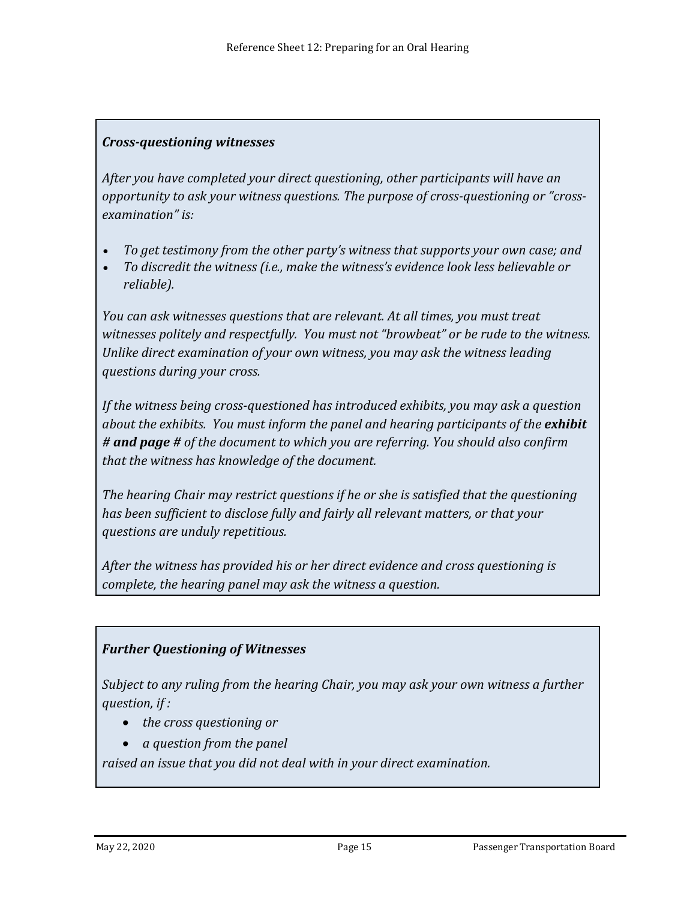### *Cross-questioning witnesses*

*After you have completed your direct questioning, other participants will have an opportunity to ask your witness questions. The purpose of cross-questioning or "cross-examination" is:*

- *To get testimony from the other party's witness that supports your own case; and*
- *To discredit the witness (i.e., make the witness's evidence look less believable or reliable).*

*You can ask witnesses questions that are relevant. At all times, you must treat witnesses politely and respectfully. You must not "browbeat" or be rude to the witness. Unlike direct examination of your own witness, you may ask the witness leading questions during your cross.*

*If the witness being cross-questioned has introduced exhibits, you may ask a question about the exhibits. You must inform the panel and hearing participants of the* ***exhibit # and page #*** *of the document to which you are referring. You should also confirm that the witness has knowledge of the document.*

*The hearing Chair may restrict questions if he or she is satisfied that the questioning has been sufficient to disclose fully and fairly all relevant matters, or that your questions are unduly repetitious.*

*After the witness has provided his or her direct evidence and cross questioning is complete, the hearing panel may ask the witness a question.*

### *Further Questioning of Witnesses*

*Subject to any ruling from the hearing Chair, you may ask your own witness a further question, if :*

- *the cross questioning or*
- *a question from the panel*

*raised an issue that you did not deal with in your direct examination.*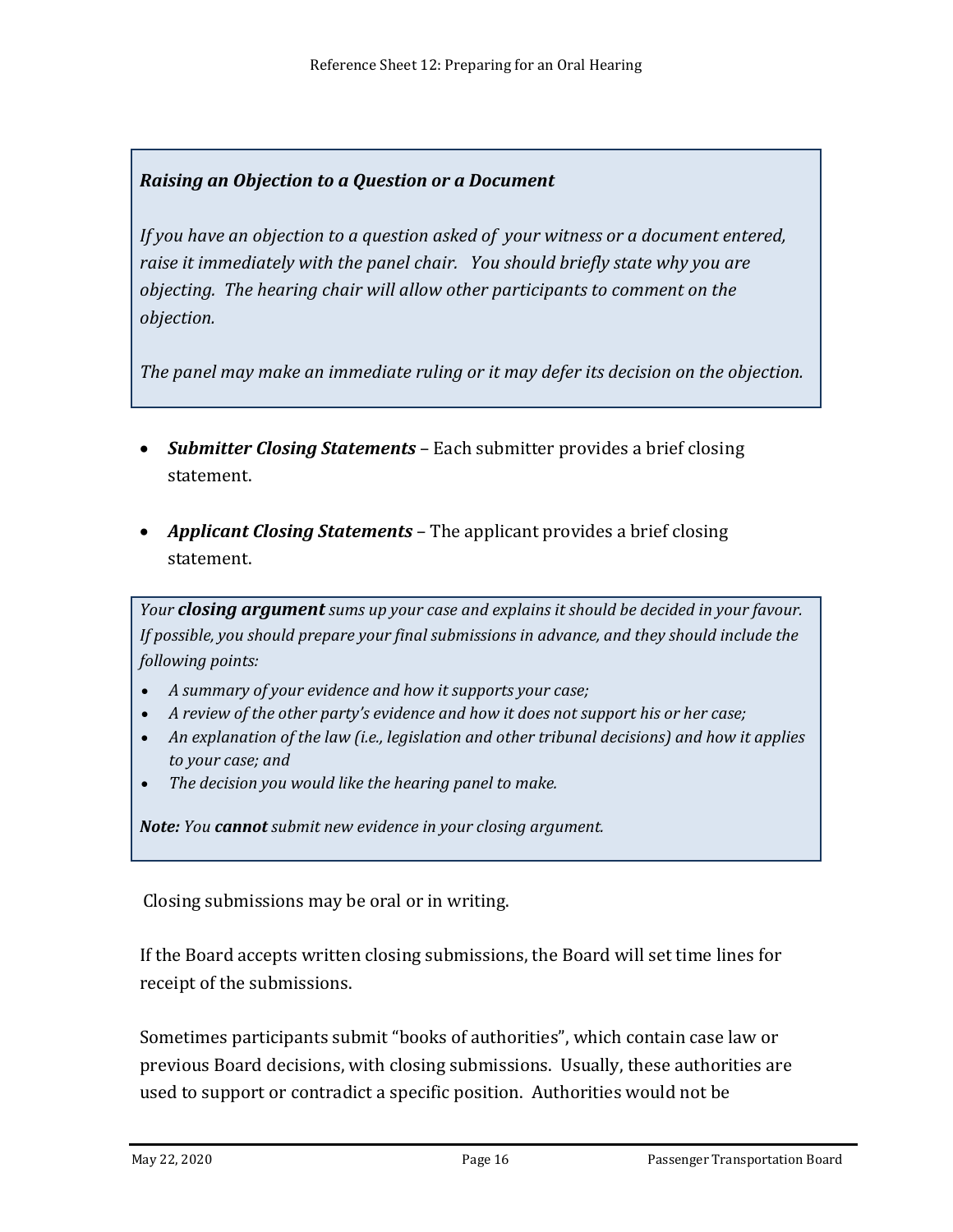***Raising an Objection to a Question or a Document***

*If you have an objection to a question asked of your witness or a document entered, raise it immediately with the panel chair. You should briefly state why you are objecting. The hearing chair will allow other participants to comment on the objection.*

*The panel may make an immediate ruling or it may defer its decision on the objection.*

- ***Submitter Closing Statements*** – Each submitter provides a brief closing statement.
- ***Applicant Closing Statements*** – The applicant provides a brief closing statement.

*Your **closing argument** sums up your case and explains it should be decided in your favour. If possible, you should prepare your final submissions in advance, and they should include the following points:*

- *A summary of your evidence and how it supports your case;*
- *A review of the other party's evidence and how it does not support his or her case;*
- *An explanation of the law (i.e., legislation and other tribunal decisions) and how it applies to your case; and*
- *The decision you would like the hearing panel to make.*

***Note:** You **cannot** submit new evidence in your closing argument.*

Closing submissions may be oral or in writing.

If the Board accepts written closing submissions, the Board will set time lines for receipt of the submissions.

Sometimes participants submit "books of authorities", which contain case law or previous Board decisions, with closing submissions. Usually, these authorities are used to support or contradict a specific position. Authorities would not be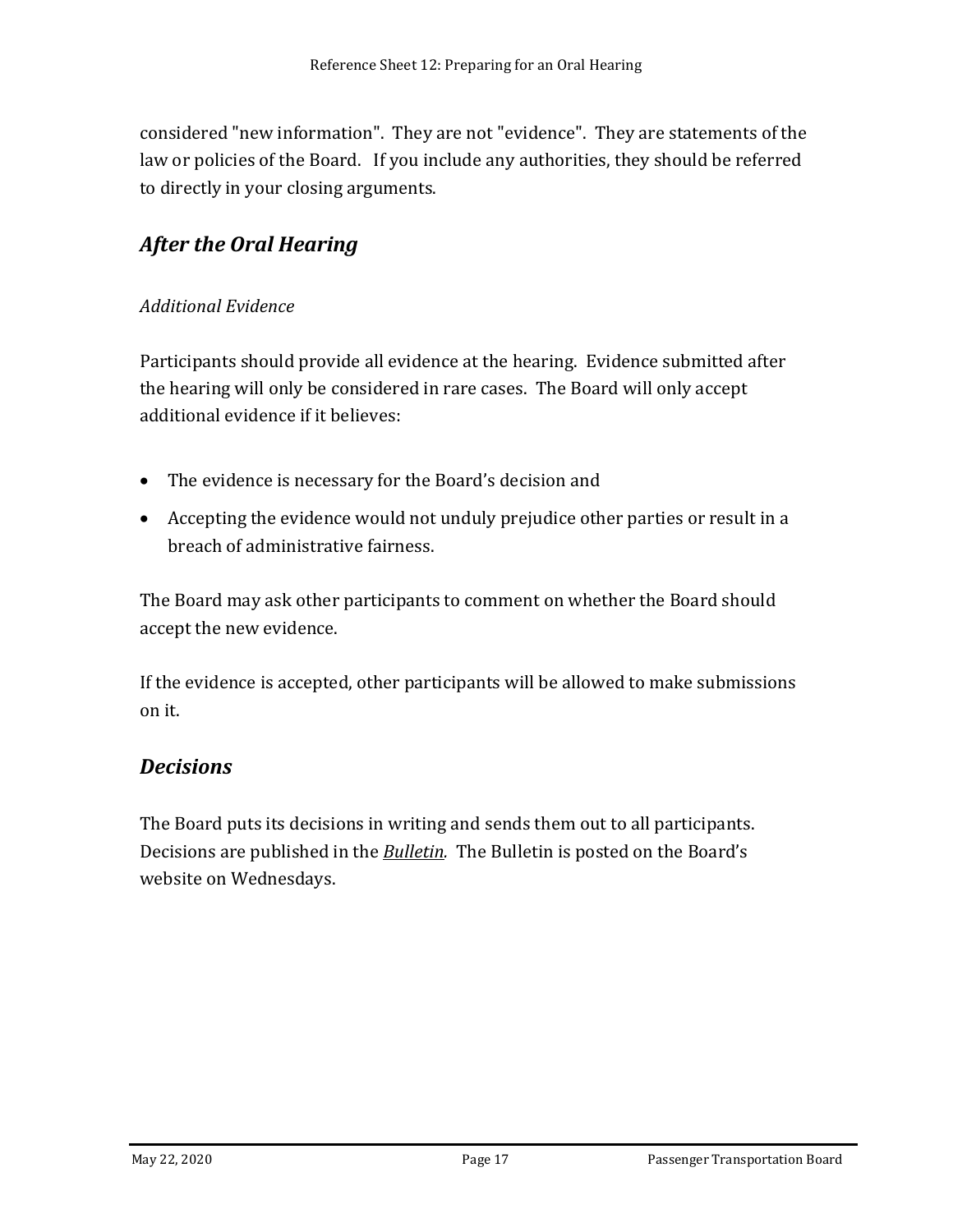considered "new information". They are not "evidence". They are statements of the law or policies of the Board. If you include any authorities, they should be referred to directly in your closing arguments.

## *After the Oral Hearing*

### *Additional Evidence*

Participants should provide all evidence at the hearing. Evidence submitted after the hearing will only be considered in rare cases. The Board will only accept additional evidence if it believes:

- The evidence is necessary for the Board's decision and
- Accepting the evidence would not unduly prejudice other parties or result in a breach of administrative fairness.

The Board may ask other participants to comment on whether the Board should accept the new evidence.

If the evidence is accepted, other participants will be allowed to make submissions on it.

## *Decisions*

The Board puts its decisions in writing and sends them out to all participants. Decisions are published in the ***Bulletin**.* The Bulletin is posted on the Board's website on Wednesdays.